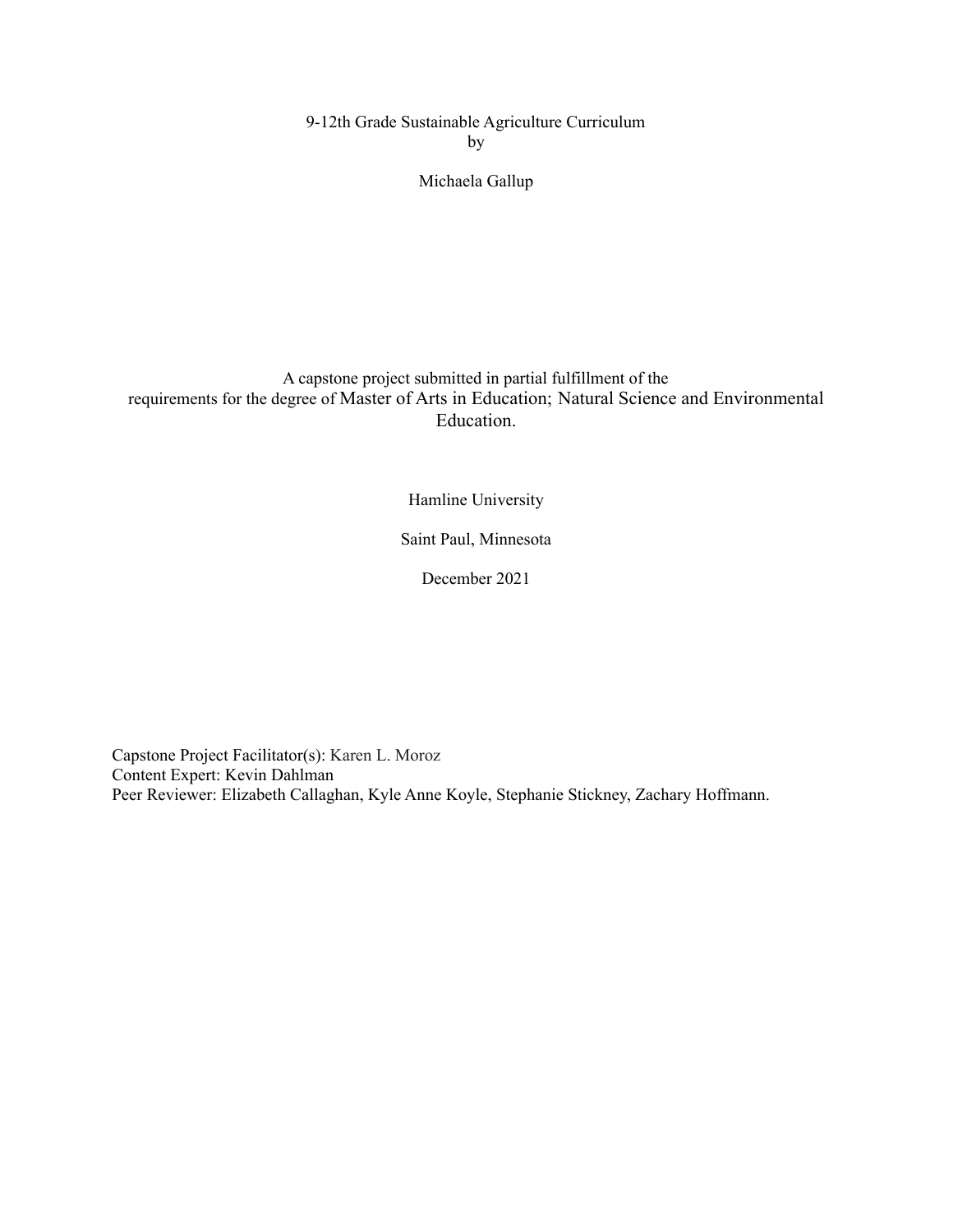# 9-12th Grade Sustainable Agriculture Curriculum

by

Michaela Gallup

A capstone project submitted in partial fulfillment of the requirements for the degree of Master of Arts in Education; Natural Science and Environmental Education.

Hamline University

Saint Paul, Minnesota

December 2021

Capstone Project Facilitator(s): Karen L. Moroz
Content Expert: Kevin Dahlman
Peer Reviewer: Elizabeth Callaghan, Kyle Anne Koyle, Stephanie Stickney, Zachary Hoffmann.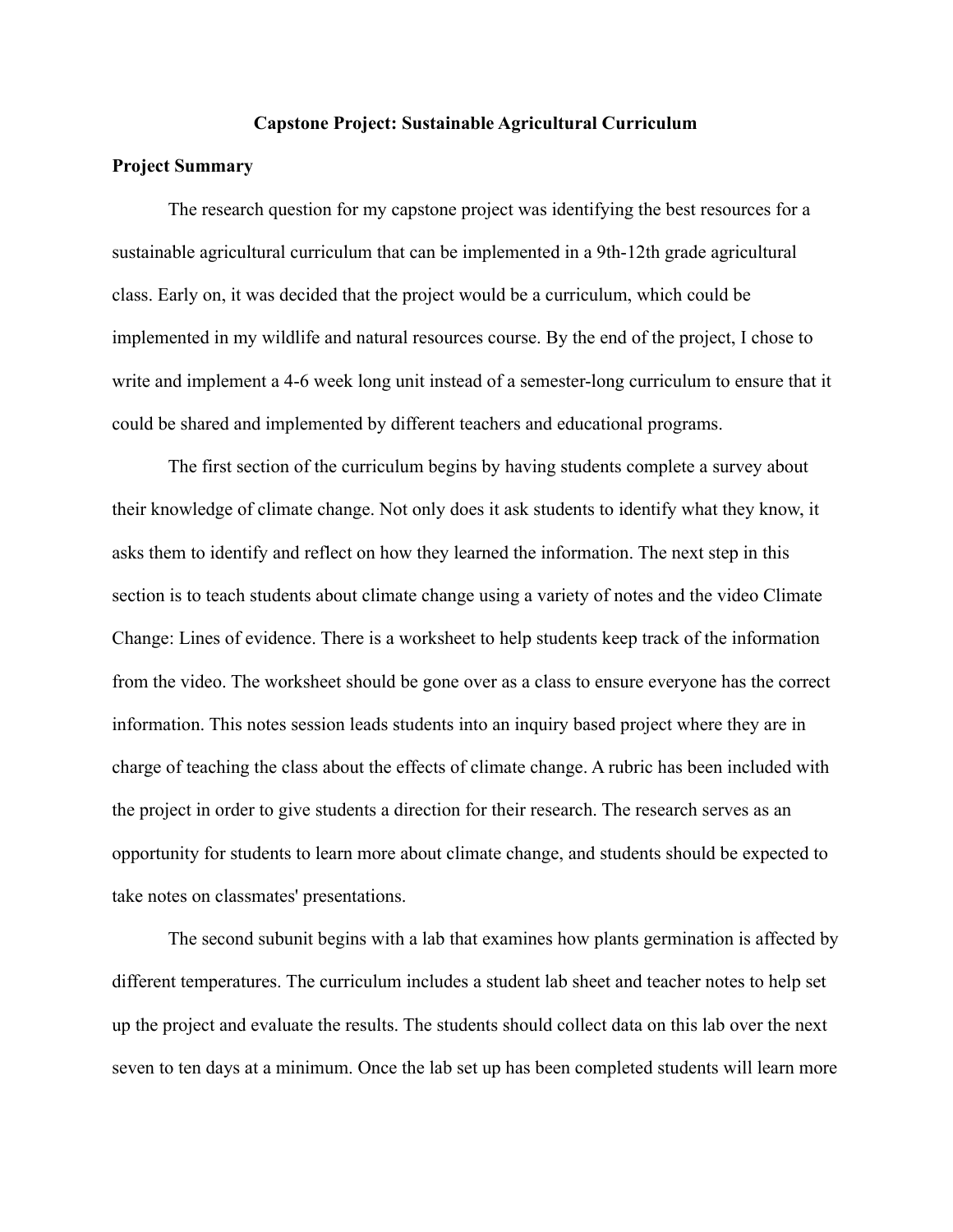## Capstone Project: Sustainable Agricultural Curriculum

### Project Summary

The research question for my capstone project was identifying the best resources for a sustainable agricultural curriculum that can be implemented in a 9th-12th grade agricultural class. Early on, it was decided that the project would be a curriculum, which could be implemented in my wildlife and natural resources course. By the end of the project, I chose to write and implement a 4-6 week long unit instead of a semester-long curriculum to ensure that it could be shared and implemented by different teachers and educational programs.

The first section of the curriculum begins by having students complete a survey about their knowledge of climate change. Not only does it ask students to identify what they know, it asks them to identify and reflect on how they learned the information. The next step in this section is to teach students about climate change using a variety of notes and the video Climate Change: Lines of evidence. There is a worksheet to help students keep track of the information from the video. The worksheet should be gone over as a class to ensure everyone has the correct information. This notes session leads students into an inquiry based project where they are in charge of teaching the class about the effects of climate change. A rubric has been included with the project in order to give students a direction for their research. The research serves as an opportunity for students to learn more about climate change, and students should be expected to take notes on classmates' presentations.

The second subunit begins with a lab that examines how plants germination is affected by different temperatures. The curriculum includes a student lab sheet and teacher notes to help set up the project and evaluate the results. The students should collect data on this lab over the next seven to ten days at a minimum. Once the lab set up has been completed students will learn more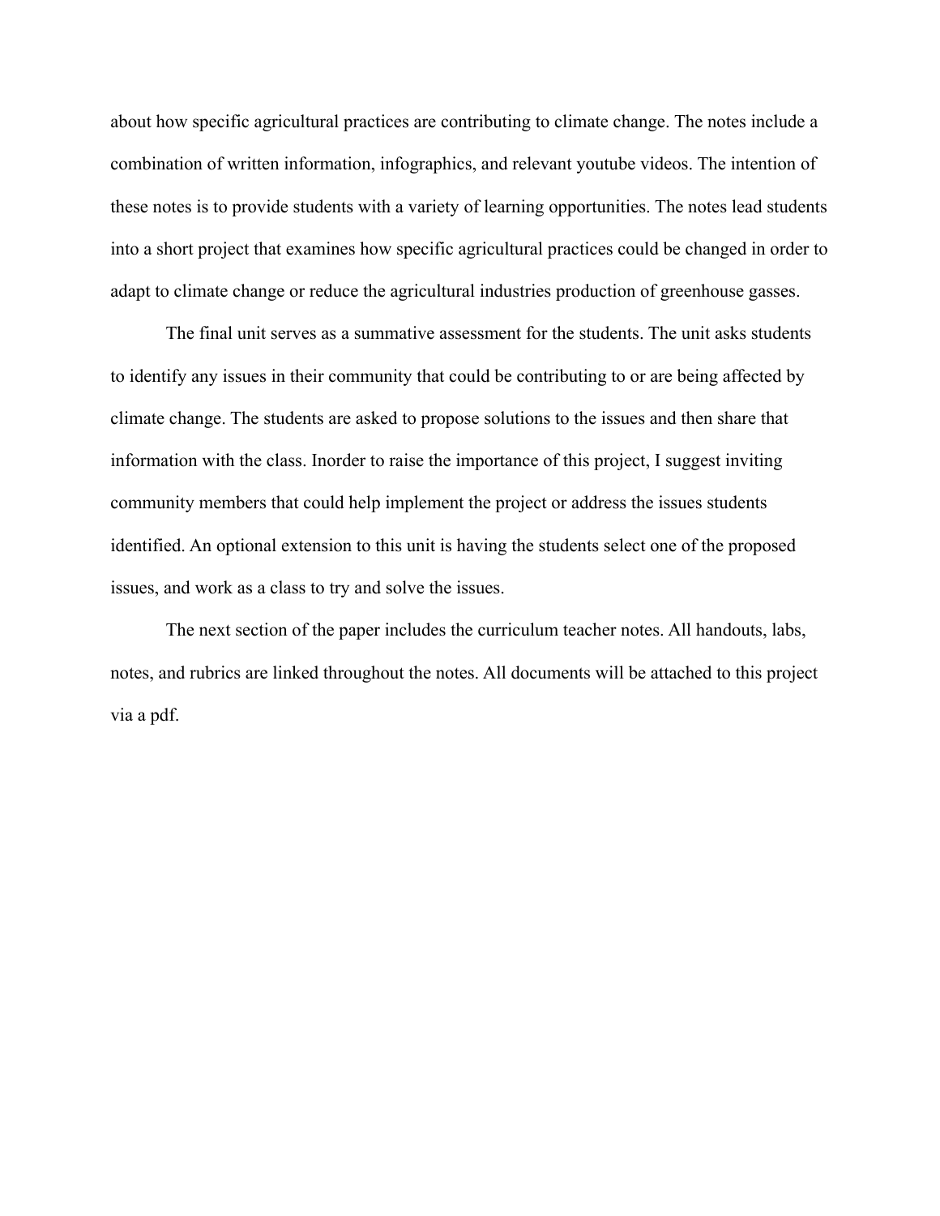about how specific agricultural practices are contributing to climate change. The notes include a combination of written information, infographics, and relevant youtube videos. The intention of these notes is to provide students with a variety of learning opportunities. The notes lead students into a short project that examines how specific agricultural practices could be changed in order to adapt to climate change or reduce the agricultural industries production of greenhouse gasses.

The final unit serves as a summative assessment for the students. The unit asks students to identify any issues in their community that could be contributing to or are being affected by climate change. The students are asked to propose solutions to the issues and then share that information with the class. Inorder to raise the importance of this project, I suggest inviting community members that could help implement the project or address the issues students identified. An optional extension to this unit is having the students select one of the proposed issues, and work as a class to try and solve the issues.

The next section of the paper includes the curriculum teacher notes. All handouts, labs, notes, and rubrics are linked throughout the notes. All documents will be attached to this project via a pdf.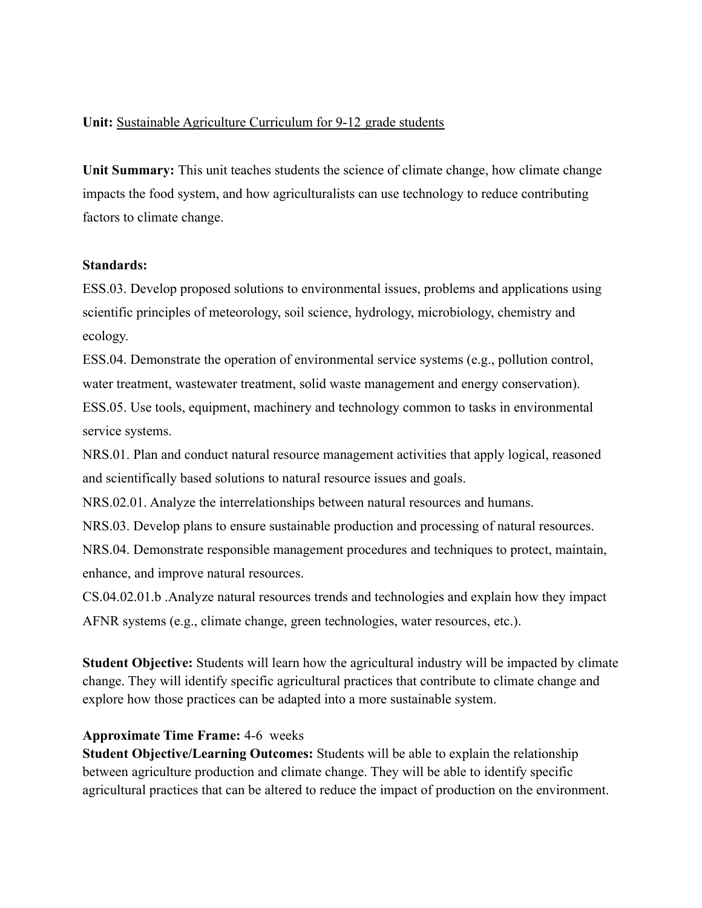**Unit:** Sustainable Agriculture Curriculum for 9-12 grade students

**Unit Summary:** This unit teaches students the science of climate change, how climate change impacts the food system, and how agriculturalists can use technology to reduce contributing factors to climate change.

**Standards:**

ESS.03. Develop proposed solutions to environmental issues, problems and applications using scientific principles of meteorology, soil science, hydrology, microbiology, chemistry and ecology.

ESS.04. Demonstrate the operation of environmental service systems (e.g., pollution control, water treatment, wastewater treatment, solid waste management and energy conservation).

ESS.05. Use tools, equipment, machinery and technology common to tasks in environmental service systems.

NRS.01. Plan and conduct natural resource management activities that apply logical, reasoned and scientifically based solutions to natural resource issues and goals.

NRS.02.01. Analyze the interrelationships between natural resources and humans.

NRS.03. Develop plans to ensure sustainable production and processing of natural resources.

NRS.04. Demonstrate responsible management procedures and techniques to protect, maintain, enhance, and improve natural resources.

CS.04.02.01.b .Analyze natural resources trends and technologies and explain how they impact AFNR systems (e.g., climate change, green technologies, water resources, etc.).

**Student Objective:** Students will learn how the agricultural industry will be impacted by climate change. They will identify specific agricultural practices that contribute to climate change and explore how those practices can be adapted into a more sustainable system.

**Approximate Time Frame:** 4-6 weeks

**Student Objective/Learning Outcomes:** Students will be able to explain the relationship between agriculture production and climate change. They will be able to identify specific agricultural practices that can be altered to reduce the impact of production on the environment.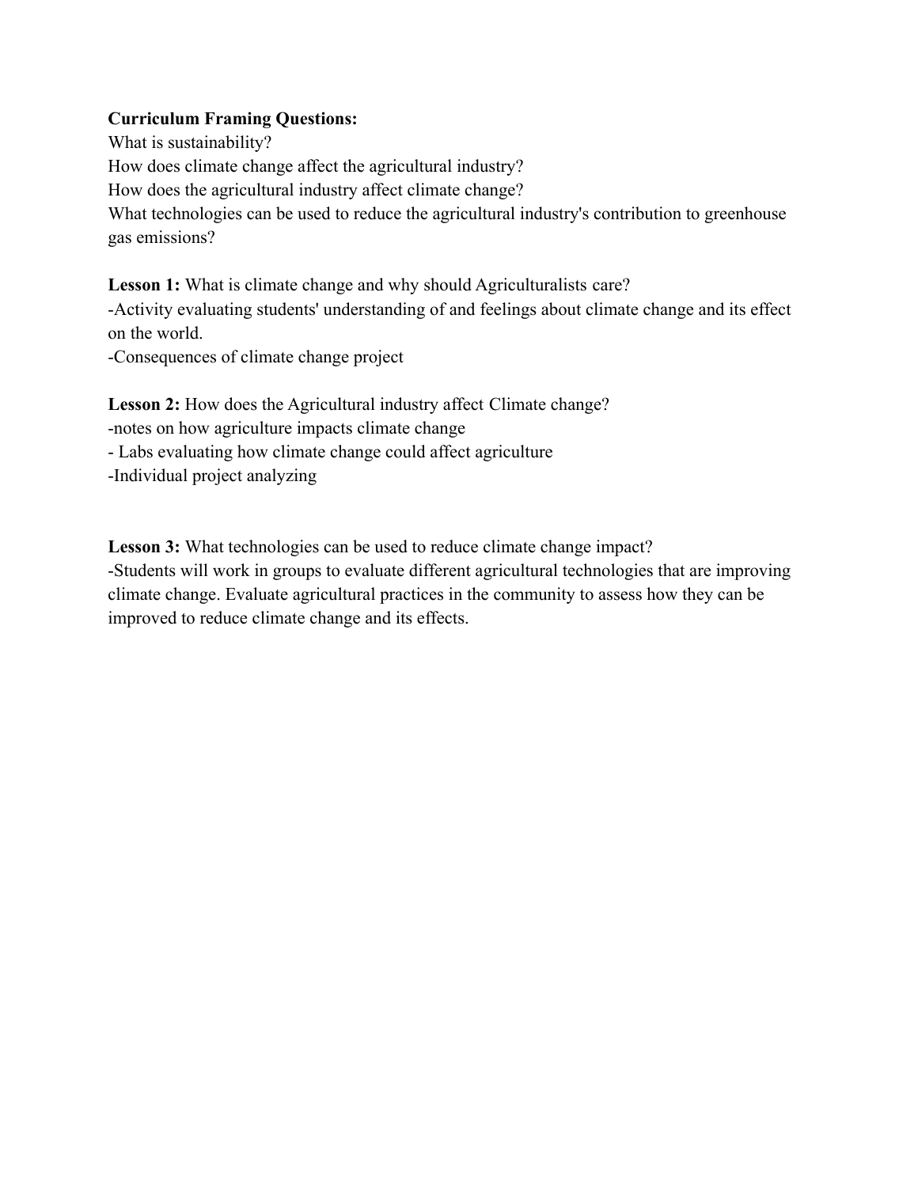**Curriculum Framing Questions:**
What is sustainability?
How does climate change affect the agricultural industry?
How does the agricultural industry affect climate change?
What technologies can be used to reduce the agricultural industry's contribution to greenhouse gas emissions?

**Lesson 1:** What is climate change and why should Agriculturalists care?
-Activity evaluating students' understanding of and feelings about climate change and its effect on the world.
-Consequences of climate change project

**Lesson 2:** How does the Agricultural industry affect Climate change?
-notes on how agriculture impacts climate change
- Labs evaluating how climate change could affect agriculture
-Individual project analyzing

**Lesson 3:** What technologies can be used to reduce climate change impact?
-Students will work in groups to evaluate different agricultural technologies that are improving climate change. Evaluate agricultural practices in the community to assess how they can be improved to reduce climate change and its effects.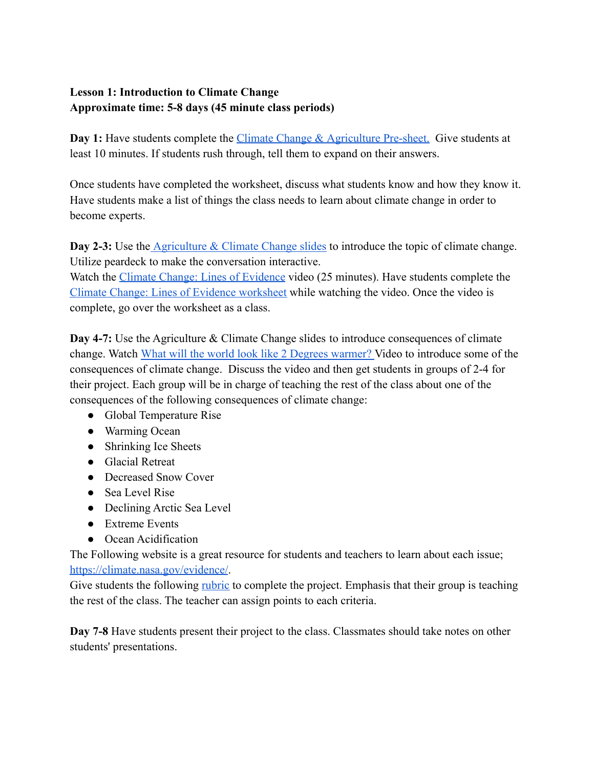**Lesson 1: Introduction to Climate Change**
**Approximate time: 5-8 days (45 minute class periods)**

**Day 1:** Have students complete the Climate Change & Agriculture Pre-sheet. Give students at least 10 minutes. If students rush through, tell them to expand on their answers.

Once students have completed the worksheet, discuss what students know and how they know it. Have students make a list of things the class needs to learn about climate change in order to become experts.

**Day 2-3:** Use the Agriculture & Climate Change slides to introduce the topic of climate change. Utilize peardeck to make the conversation interactive.
Watch the Climate Change: Lines of Evidence video (25 minutes). Have students complete the Climate Change: Lines of Evidence worksheet while watching the video. Once the video is complete, go over the worksheet as a class.

**Day 4-7:** Use the Agriculture & Climate Change slides to introduce consequences of climate change. Watch What will the world look like 2 Degrees warmer? Video to introduce some of the consequences of climate change. Discuss the video and then get students in groups of 2-4 for their project. Each group will be in charge of teaching the rest of the class about one of the consequences of the following consequences of climate change:

- Global Temperature Rise
- Warming Ocean
- Shrinking Ice Sheets
- Glacial Retreat
- Decreased Snow Cover
- Sea Level Rise
- Declining Arctic Sea Level
- Extreme Events
- Ocean Acidification

The Following website is a great resource for students and teachers to learn about each issue; https://climate.nasa.gov/evidence/.
Give students the following rubric to complete the project. Emphasis that their group is teaching the rest of the class. The teacher can assign points to each criteria.

**Day 7-8** Have students present their project to the class. Classmates should take notes on other students' presentations.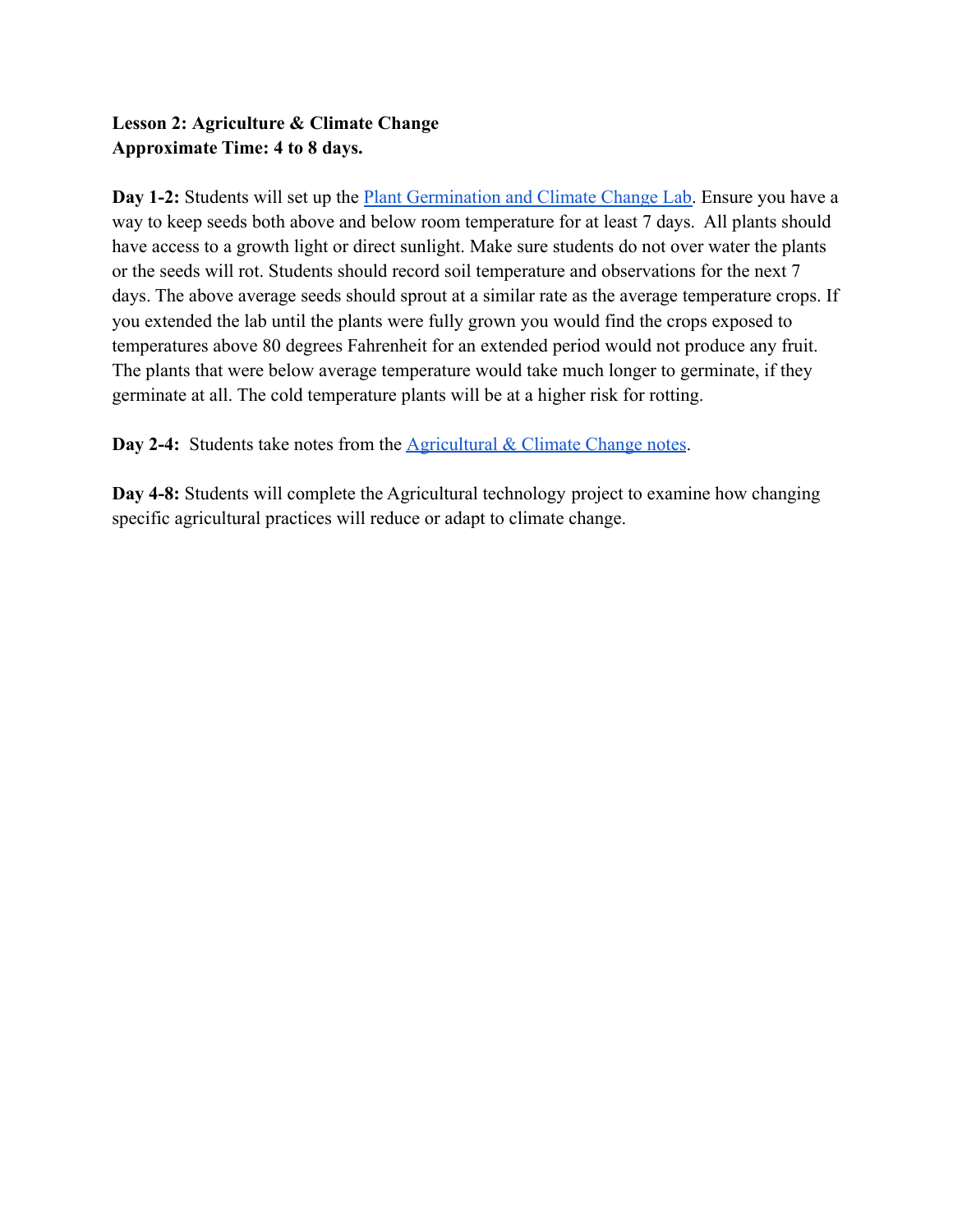**Lesson 2: Agriculture & Climate Change**
**Approximate Time: 4 to 8 days.**

**Day 1-2:** Students will set up the Plant Germination and Climate Change Lab. Ensure you have a way to keep seeds both above and below room temperature for at least 7 days. All plants should have access to a growth light or direct sunlight. Make sure students do not over water the plants or the seeds will rot. Students should record soil temperature and observations for the next 7 days. The above average seeds should sprout at a similar rate as the average temperature crops. If you extended the lab until the plants were fully grown you would find the crops exposed to temperatures above 80 degrees Fahrenheit for an extended period would not produce any fruit. The plants that were below average temperature would take much longer to germinate, if they germinate at all. The cold temperature plants will be at a higher risk for rotting.

**Day 2-4:** Students take notes from the Agricultural & Climate Change notes.

**Day 4-8:** Students will complete the Agricultural technology project to examine how changing specific agricultural practices will reduce or adapt to climate change.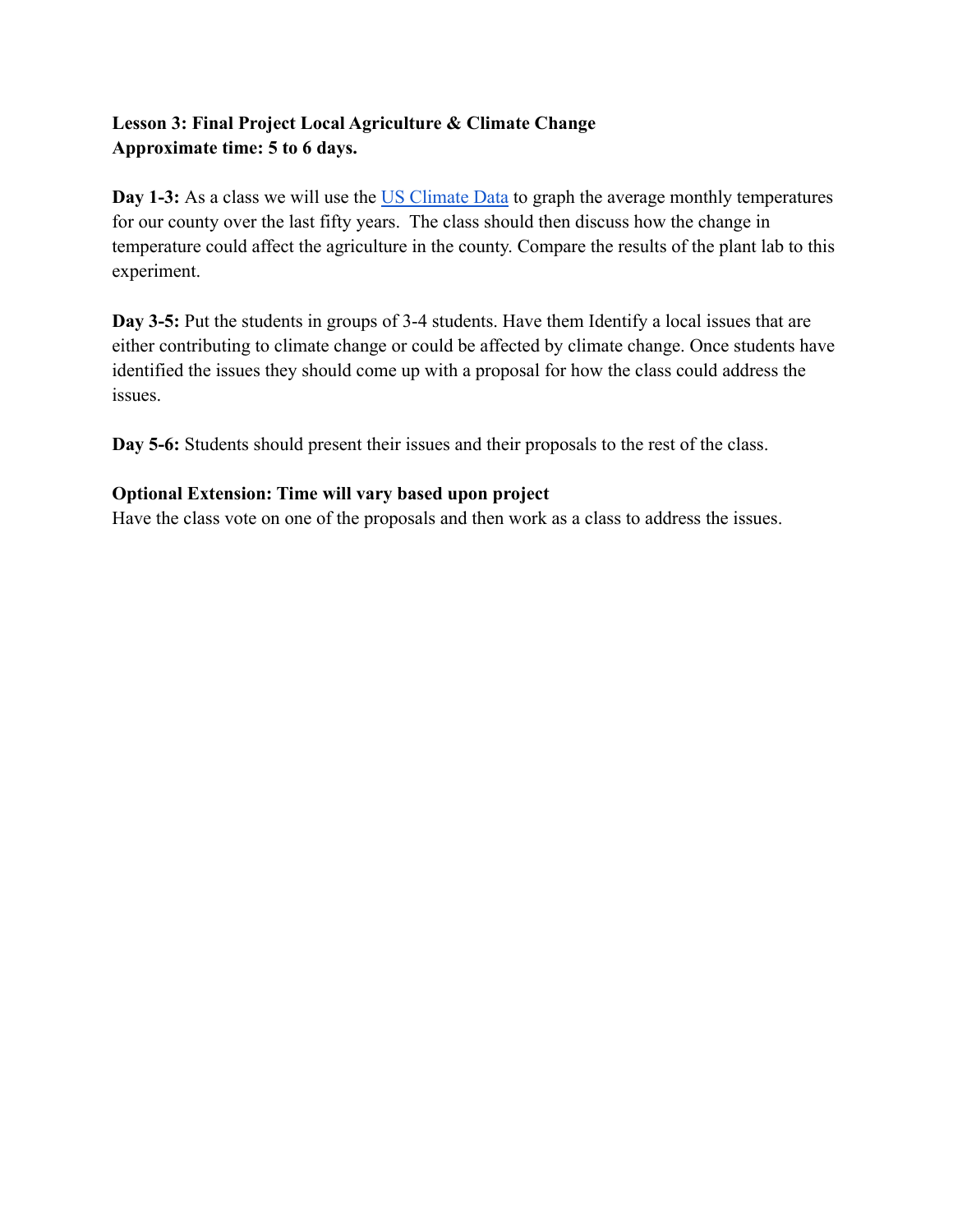**Lesson 3: Final Project Local Agriculture & Climate Change**
**Approximate time: 5 to 6 days.**

**Day 1-3:** As a class we will use the [US Climate Data] to graph the average monthly temperatures for our county over the last fifty years. The class should then discuss how the change in temperature could affect the agriculture in the county. Compare the results of the plant lab to this experiment.

**Day 3-5:** Put the students in groups of 3-4 students. Have them Identify a local issues that are either contributing to climate change or could be affected by climate change. Once students have identified the issues they should come up with a proposal for how the class could address the issues.

**Day 5-6:** Students should present their issues and their proposals to the rest of the class.

**Optional Extension: Time will vary based upon project**
Have the class vote on one of the proposals and then work as a class to address the issues.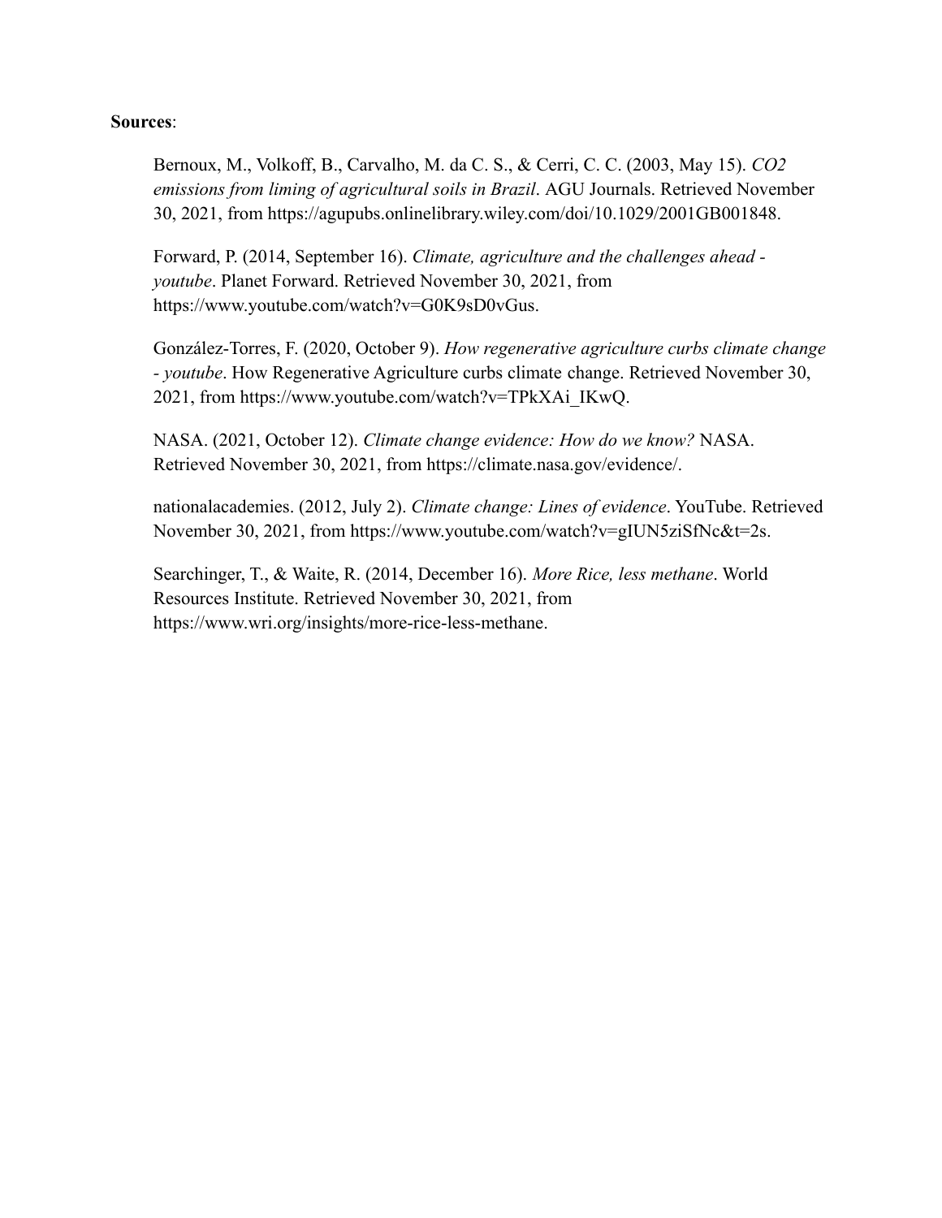**Sources**:

Bernoux, M., Volkoff, B., Carvalho, M. da C. S., & Cerri, C. C. (2003, May 15). *CO2 emissions from liming of agricultural soils in Brazil*. AGU Journals. Retrieved November 30, 2021, from https://agupubs.onlinelibrary.wiley.com/doi/10.1029/2001GB001848.

Forward, P. (2014, September 16). *Climate, agriculture and the challenges ahead - youtube*. Planet Forward. Retrieved November 30, 2021, from https://www.youtube.com/watch?v=G0K9sD0vGus.

González-Torres, F. (2020, October 9). *How regenerative agriculture curbs climate change - youtube*. How Regenerative Agriculture curbs climate change. Retrieved November 30, 2021, from https://www.youtube.com/watch?v=TPkXAi_IKwQ.

NASA. (2021, October 12). *Climate change evidence: How do we know?* NASA. Retrieved November 30, 2021, from https://climate.nasa.gov/evidence/.

nationalacademies. (2012, July 2). *Climate change: Lines of evidence*. YouTube. Retrieved November 30, 2021, from https://www.youtube.com/watch?v=gIUN5ziSfNc&t=2s.

Searchinger, T., & Waite, R. (2014, December 16). *More Rice, less methane*. World Resources Institute. Retrieved November 30, 2021, from https://www.wri.org/insights/more-rice-less-methane.